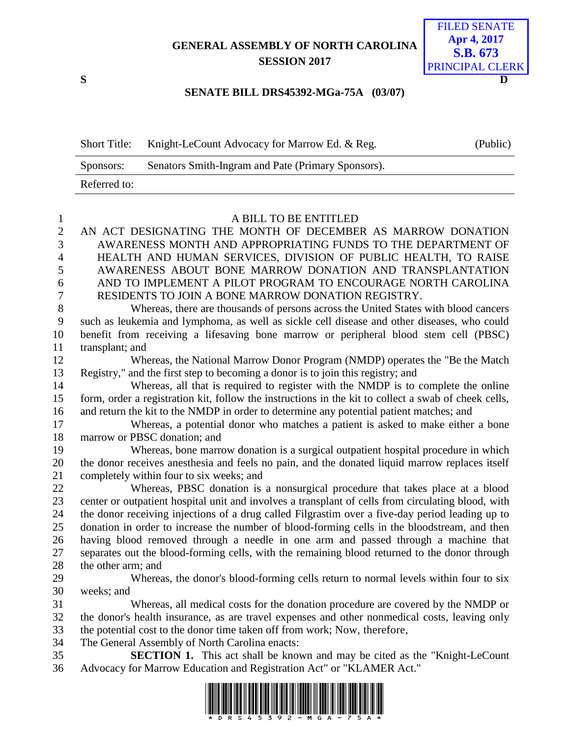**GENERAL ASSEMBLY OF NORTH CAROLINA**
**SESSION 2017**

FILED SENATE
**Apr 4, 2017**
**S.B. 673**
PRINCIPAL CLERK

**S** **D**

**SENATE BILL DRS45392-MGa-75A (03/07)**

| Short Title: | Knight-LeCount Advocacy for Marrow Ed. & Reg. | (Public) |
|---|---|---|
| Sponsors: | Senators Smith-Ingram and Pate (Primary Sponsors). | |
| Referred to: | | |

A BILL TO BE ENTITLED

AN ACT DESIGNATING THE MONTH OF DECEMBER AS MARROW DONATION AWARENESS MONTH AND APPROPRIATING FUNDS TO THE DEPARTMENT OF HEALTH AND HUMAN SERVICES, DIVISION OF PUBLIC HEALTH, TO RAISE AWARENESS ABOUT BONE MARROW DONATION AND TRANSPLANTATION AND TO IMPLEMENT A PILOT PROGRAM TO ENCOURAGE NORTH CAROLINA RESIDENTS TO JOIN A BONE MARROW DONATION REGISTRY.

Whereas, there are thousands of persons across the United States with blood cancers such as leukemia and lymphoma, as well as sickle cell disease and other diseases, who could benefit from receiving a lifesaving bone marrow or peripheral blood stem cell (PBSC) transplant; and

Whereas, the National Marrow Donor Program (NMDP) operates the "Be the Match Registry," and the first step to becoming a donor is to join this registry; and

Whereas, all that is required to register with the NMDP is to complete the online form, order a registration kit, follow the instructions in the kit to collect a swab of cheek cells, and return the kit to the NMDP in order to determine any potential patient matches; and

Whereas, a potential donor who matches a patient is asked to make either a bone marrow or PBSC donation; and

Whereas, bone marrow donation is a surgical outpatient hospital procedure in which the donor receives anesthesia and feels no pain, and the donated liquid marrow replaces itself completely within four to six weeks; and

Whereas, PBSC donation is a nonsurgical procedure that takes place at a blood center or outpatient hospital unit and involves a transplant of cells from circulating blood, with the donor receiving injections of a drug called Filgrastim over a five-day period leading up to donation in order to increase the number of blood-forming cells in the bloodstream, and then having blood removed through a needle in one arm and passed through a machine that separates out the blood-forming cells, with the remaining blood returned to the donor through the other arm; and

Whereas, the donor's blood-forming cells return to normal levels within four to six weeks; and

Whereas, all medical costs for the donation procedure are covered by the NMDP or the donor's health insurance, as are travel expenses and other nonmedical costs, leaving only the potential cost to the donor time taken off from work; Now, therefore,

The General Assembly of North Carolina enacts:

**SECTION 1.** This act shall be known and may be cited as the "Knight-LeCount Advocacy for Marrow Education and Registration Act" or "KLAMER Act."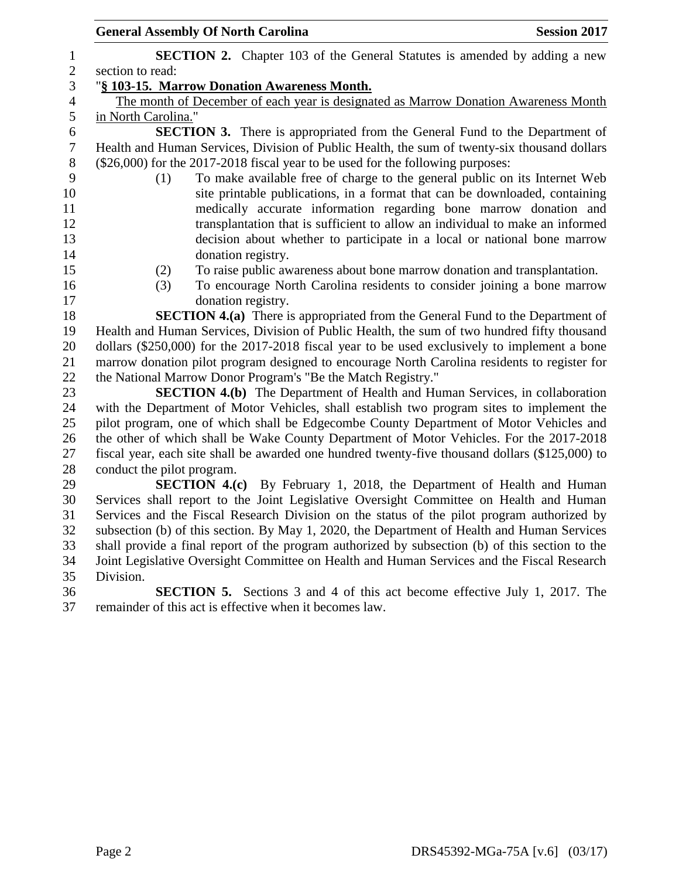**SECTION 2.** Chapter 103 of the General Statutes is amended by adding a new section to read:

"**§ 103-15. Marrow Donation Awareness Month.**

The month of December of each year is designated as Marrow Donation Awareness Month in North Carolina."

**SECTION 3.** There is appropriated from the General Fund to the Department of Health and Human Services, Division of Public Health, the sum of twenty-six thousand dollars ($26,000) for the 2017-2018 fiscal year to be used for the following purposes:

(1) To make available free of charge to the general public on its Internet Web site printable publications, in a format that can be downloaded, containing medically accurate information regarding bone marrow donation and transplantation that is sufficient to allow an individual to make an informed decision about whether to participate in a local or national bone marrow donation registry.

(2) To raise public awareness about bone marrow donation and transplantation.

(3) To encourage North Carolina residents to consider joining a bone marrow donation registry.

**SECTION 4.(a)** There is appropriated from the General Fund to the Department of Health and Human Services, Division of Public Health, the sum of two hundred fifty thousand dollars ($250,000) for the 2017-2018 fiscal year to be used exclusively to implement a bone marrow donation pilot program designed to encourage North Carolina residents to register for the National Marrow Donor Program's "Be the Match Registry."

**SECTION 4.(b)** The Department of Health and Human Services, in collaboration with the Department of Motor Vehicles, shall establish two program sites to implement the pilot program, one of which shall be Edgecombe County Department of Motor Vehicles and the other of which shall be Wake County Department of Motor Vehicles. For the 2017-2018 fiscal year, each site shall be awarded one hundred twenty-five thousand dollars ($125,000) to conduct the pilot program.

**SECTION 4.(c)** By February 1, 2018, the Department of Health and Human Services shall report to the Joint Legislative Oversight Committee on Health and Human Services and the Fiscal Research Division on the status of the pilot program authorized by subsection (b) of this section. By May 1, 2020, the Department of Health and Human Services shall provide a final report of the program authorized by subsection (b) of this section to the Joint Legislative Oversight Committee on Health and Human Services and the Fiscal Research Division.

**SECTION 5.** Sections 3 and 4 of this act become effective July 1, 2017. The remainder of this act is effective when it becomes law.